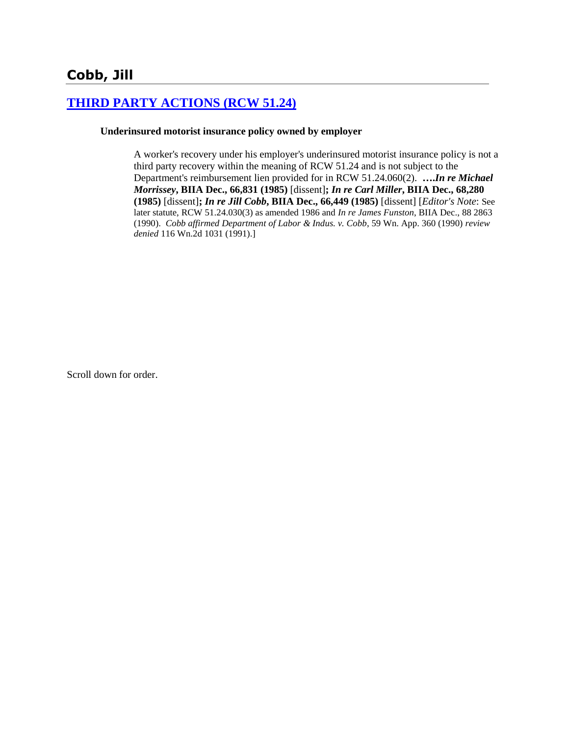## Cobb, Jill

### THIRD PARTY ACTIONS (RCW 51.24)

**Underinsured motorist insurance policy owned by employer**

A worker's recovery under his employer's underinsured motorist insurance policy is not a third party recovery within the meaning of RCW 51.24 and is not subject to the Department's reimbursement lien provided for in RCW 51.24.060(2). ****….In re Michael Morrissey*, BIIA Dec., 66,831 (1985)** [dissent]**; *In re Carl Miller*, BIIA Dec., 68,280 (1985)** [dissent]**; *In re Jill Cobb*, BIIA Dec., 66,449 (1985)** [dissent] [*Editor's Note*: See later statute, RCW 51.24.030(3) as amended 1986 and *In re James Funston*, BIIA Dec., 88 2863 (1990). *Cobb affirmed Department of Labor & Indus. v. Cobb*, 59 Wn. App. 360 (1990) *review denied* 116 Wn.2d 1031 (1991).]

Scroll down for order.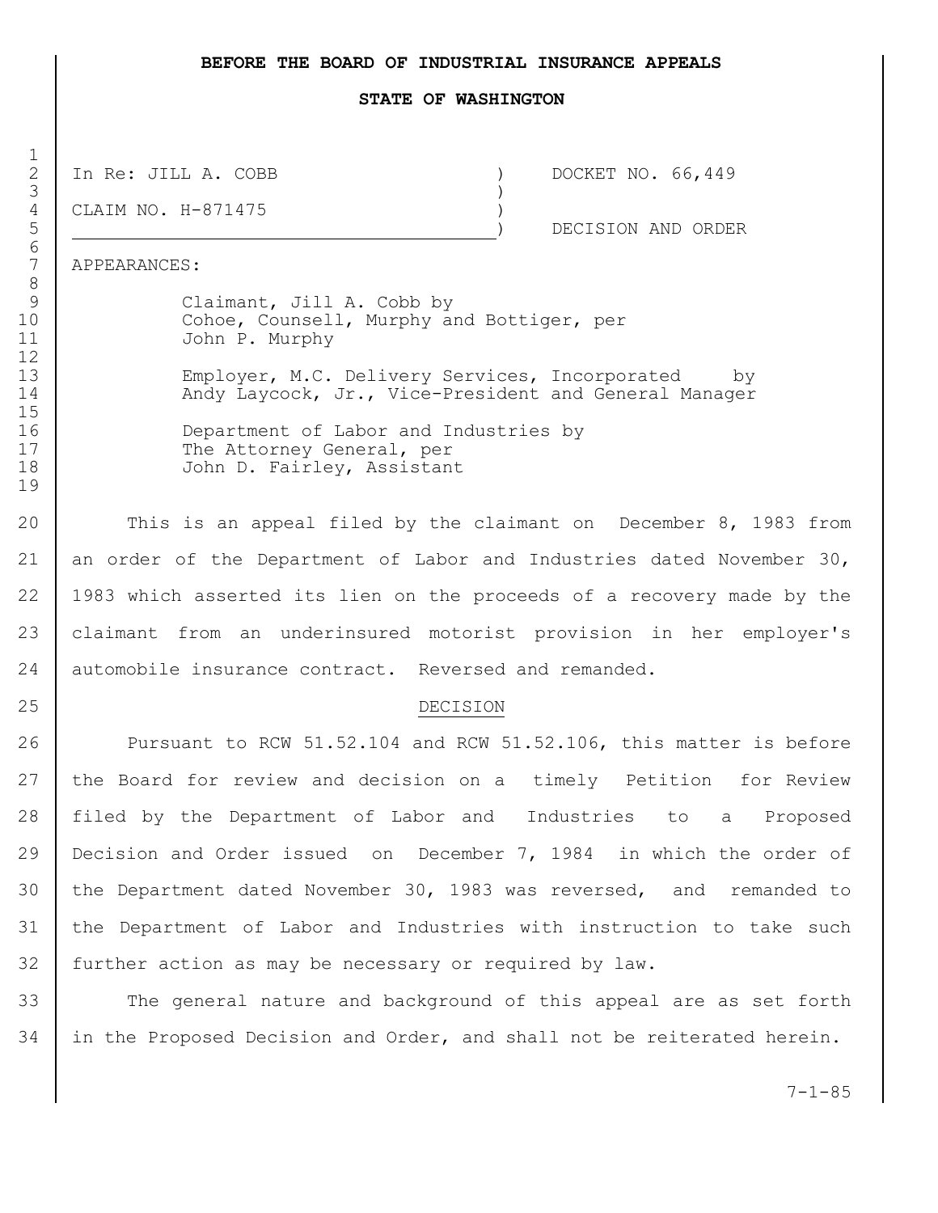**BEFORE THE BOARD OF INDUSTRIAL INSURANCE APPEALS**

**STATE OF WASHINGTON**

| | | |
|---|---|---|
| In Re: JILL A. COBB | ) | DOCKET NO. 66,449 |
| | ) | |
| CLAIM NO. H-871475 | ) | |
| | ) | DECISION AND ORDER |

APPEARANCES:

Claimant, Jill A. Cobb by
Cohoe, Counsell, Murphy and Bottiger, per
John P. Murphy

Employer, M.C. Delivery Services, Incorporated by
Andy Laycock, Jr., Vice-President and General Manager

Department of Labor and Industries by
The Attorney General, per
John D. Fairley, Assistant

This is an appeal filed by the claimant on December 8, 1983 from an order of the Department of Labor and Industries dated November 30, 1983 which asserted its lien on the proceeds of a recovery made by the claimant from an underinsured motorist provision in her employer's automobile insurance contract. Reversed and remanded.

DECISION

Pursuant to RCW 51.52.104 and RCW 51.52.106, this matter is before the Board for review and decision on a timely Petition for Review filed by the Department of Labor and Industries to a Proposed Decision and Order issued on December 7, 1984 in which the order of the Department dated November 30, 1983 was reversed, and remanded to the Department of Labor and Industries with instruction to take such further action as may be necessary or required by law.

The general nature and background of this appeal are as set forth in the Proposed Decision and Order, and shall not be reiterated herein.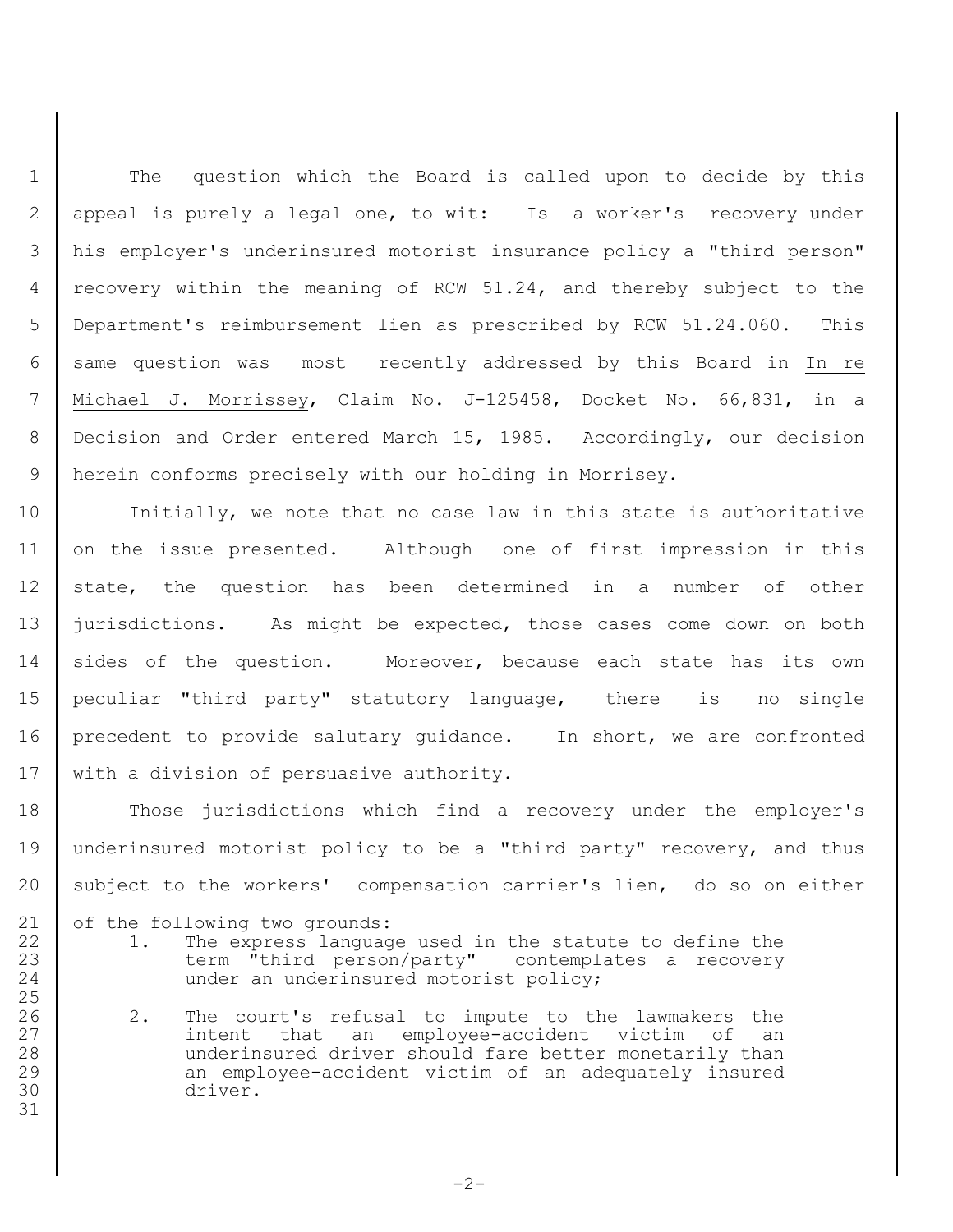The question which the Board is called upon to decide by this appeal is purely a legal one, to wit: Is a worker's recovery under his employer's underinsured motorist insurance policy a "third person" recovery within the meaning of RCW 51.24, and thereby subject to the Department's reimbursement lien as prescribed by RCW 51.24.060. This same question was most recently addressed by this Board in In re Michael J. Morrissey, Claim No. J-125458, Docket No. 66,831, in a Decision and Order entered March 15, 1985. Accordingly, our decision herein conforms precisely with our holding in Morrisey.

Initially, we note that no case law in this state is authoritative on the issue presented. Although one of first impression in this state, the question has been determined in a number of other jurisdictions. As might be expected, those cases come down on both sides of the question. Moreover, because each state has its own peculiar "third party" statutory language, there is no single precedent to provide salutary guidance. In short, we are confronted with a division of persuasive authority.

Those jurisdictions which find a recovery under the employer's underinsured motorist policy to be a "third party" recovery, and thus subject to the workers' compensation carrier's lien, do so on either of the following two grounds:

1. The express language used in the statute to define the term "third person/party" contemplates a recovery under an underinsured motorist policy;

2. The court's refusal to impute to the lawmakers the intent that an employee-accident victim of an underinsured driver should fare better monetarily than an employee-accident victim of an adequately insured driver.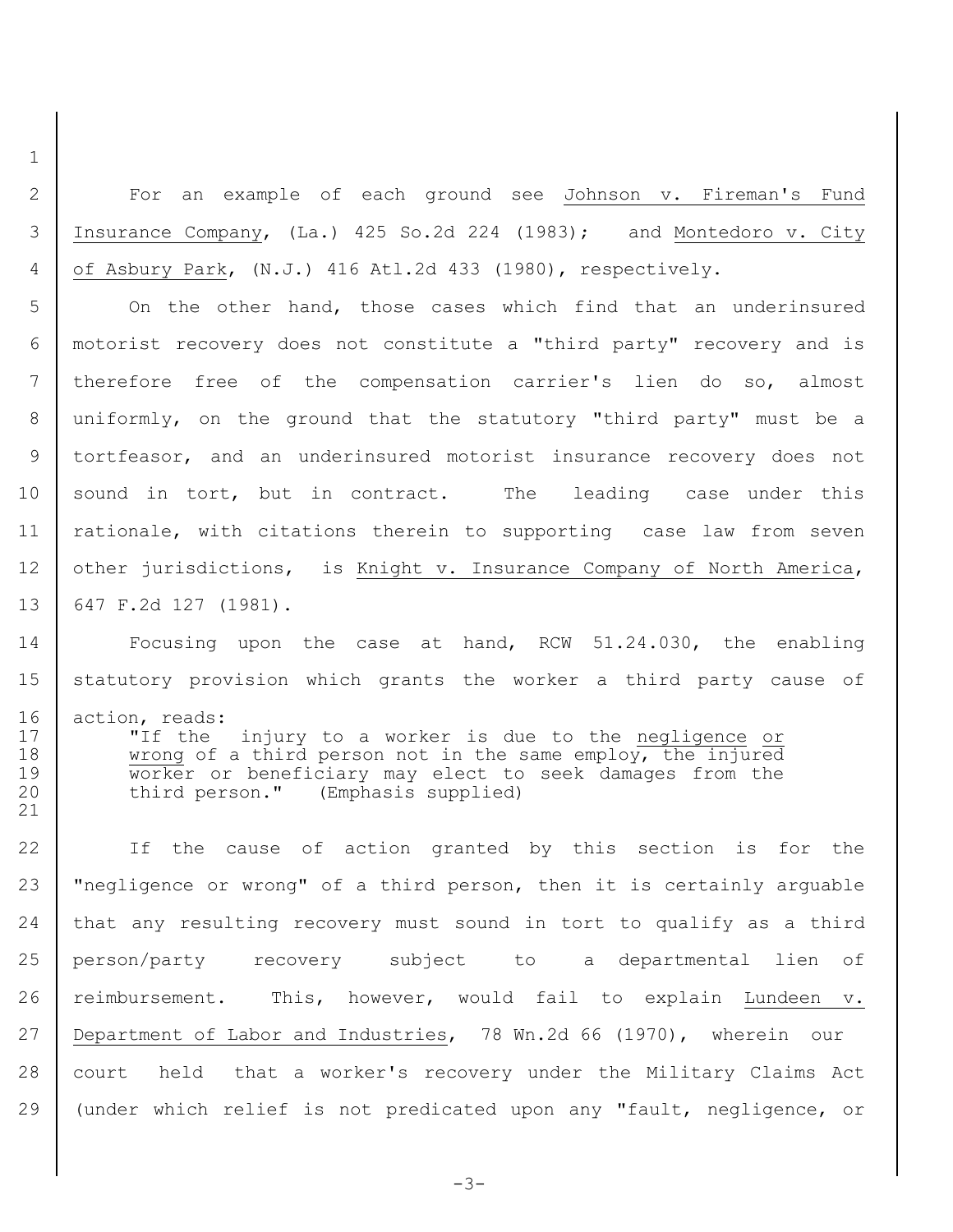For an example of each ground see Johnson v. Fireman's Fund Insurance Company, (La.) 425 So.2d 224 (1983); and Montedoro v. City of Asbury Park, (N.J.) 416 Atl.2d 433 (1980), respectively.

On the other hand, those cases which find that an underinsured motorist recovery does not constitute a "third party" recovery and is therefore free of the compensation carrier's lien do so, almost uniformly, on the ground that the statutory "third party" must be a tortfeasor, and an underinsured motorist insurance recovery does not sound in tort, but in contract. The leading case under this rationale, with citations therein to supporting case law from seven other jurisdictions, is Knight v. Insurance Company of North America, 647 F.2d 127 (1981).

Focusing upon the case at hand, RCW 51.24.030, the enabling statutory provision which grants the worker a third party cause of action, reads:

> "If the injury to a worker is due to the negligence or wrong of a third person not in the same employ, the injured worker or beneficiary may elect to seek damages from the third person." (Emphasis supplied)

If the cause of action granted by this section is for the "negligence or wrong" of a third person, then it is certainly arguable that any resulting recovery must sound in tort to qualify as a third person/party recovery subject to a departmental lien of reimbursement. This, however, would fail to explain Lundeen v. Department of Labor and Industries, 78 Wn.2d 66 (1970), wherein our court held that a worker's recovery under the Military Claims Act (under which relief is not predicated upon any "fault, negligence, or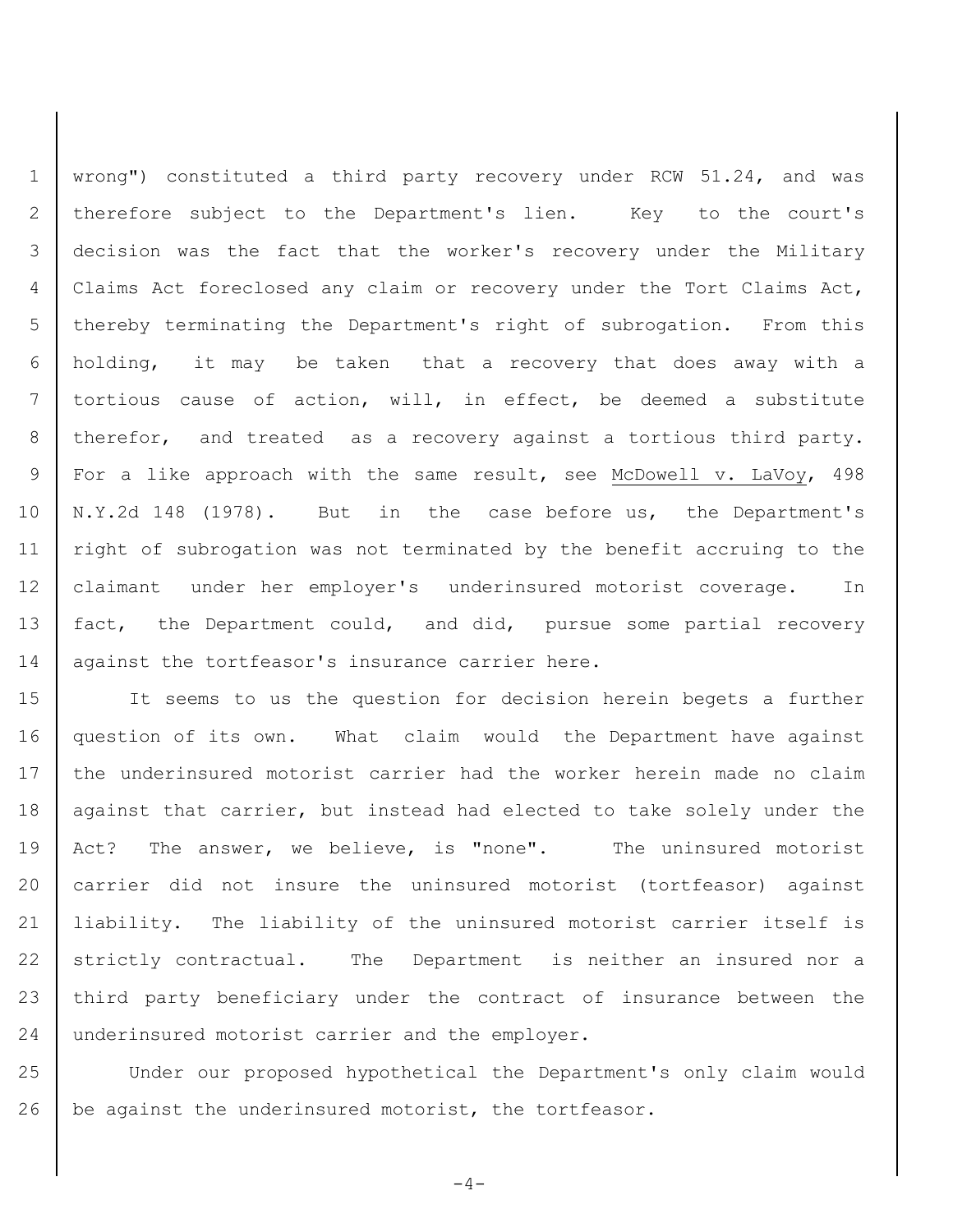wrong") constituted a third party recovery under RCW 51.24, and was therefore subject to the Department's lien. Key to the court's decision was the fact that the worker's recovery under the Military Claims Act foreclosed any claim or recovery under the Tort Claims Act, thereby terminating the Department's right of subrogation. From this holding, it may be taken that a recovery that does away with a tortious cause of action, will, in effect, be deemed a substitute therefor, and treated as a recovery against a tortious third party. For a like approach with the same result, see McDowell v. LaVoy, 498 N.Y.2d 148 (1978). But in the case before us, the Department's right of subrogation was not terminated by the benefit accruing to the claimant under her employer's underinsured motorist coverage. In fact, the Department could, and did, pursue some partial recovery against the tortfeasor's insurance carrier here.

It seems to us the question for decision herein begets a further question of its own. What claim would the Department have against the underinsured motorist carrier had the worker herein made no claim against that carrier, but instead had elected to take solely under the Act? The answer, we believe, is "none". The uninsured motorist carrier did not insure the uninsured motorist (tortfeasor) against liability. The liability of the uninsured motorist carrier itself is strictly contractual. The Department is neither an insured nor a third party beneficiary under the contract of insurance between the underinsured motorist carrier and the employer.

Under our proposed hypothetical the Department's only claim would be against the underinsured motorist, the tortfeasor.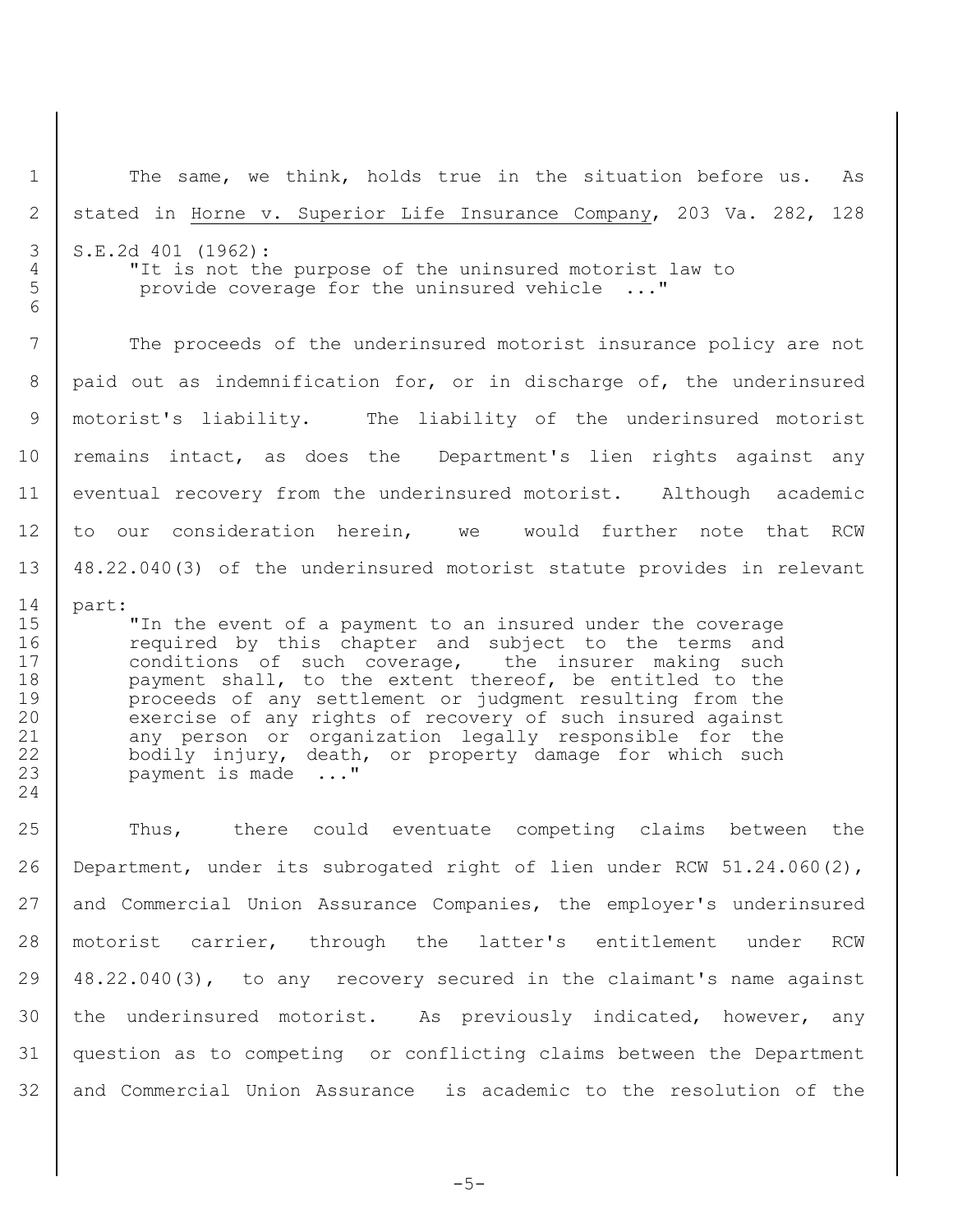The same, we think, holds true in the situation before us. As stated in Horne v. Superior Life Insurance Company, 203 Va. 282, 128 S.E.2d 401 (1962):

> "It is not the purpose of the uninsured motorist law to provide coverage for the uninsured vehicle ..."

The proceeds of the underinsured motorist insurance policy are not paid out as indemnification for, or in discharge of, the underinsured motorist's liability. The liability of the underinsured motorist remains intact, as does the Department's lien rights against any eventual recovery from the underinsured motorist. Although academic to our consideration herein, we would further note that RCW 48.22.040(3) of the underinsured motorist statute provides in relevant part:

> "In the event of a payment to an insured under the coverage required by this chapter and subject to the terms and conditions of such coverage, the insurer making such payment shall, to the extent thereof, be entitled to the proceeds of any settlement or judgment resulting from the exercise of any rights of recovery of such insured against any person or organization legally responsible for the bodily injury, death, or property damage for which such payment is made ..."

Thus, there could eventuate competing claims between the Department, under its subrogated right of lien under RCW 51.24.060(2), and Commercial Union Assurance Companies, the employer's underinsured motorist carrier, through the latter's entitlement under RCW 48.22.040(3), to any recovery secured in the claimant's name against the underinsured motorist. As previously indicated, however, any question as to competing or conflicting claims between the Department and Commercial Union Assurance is academic to the resolution of the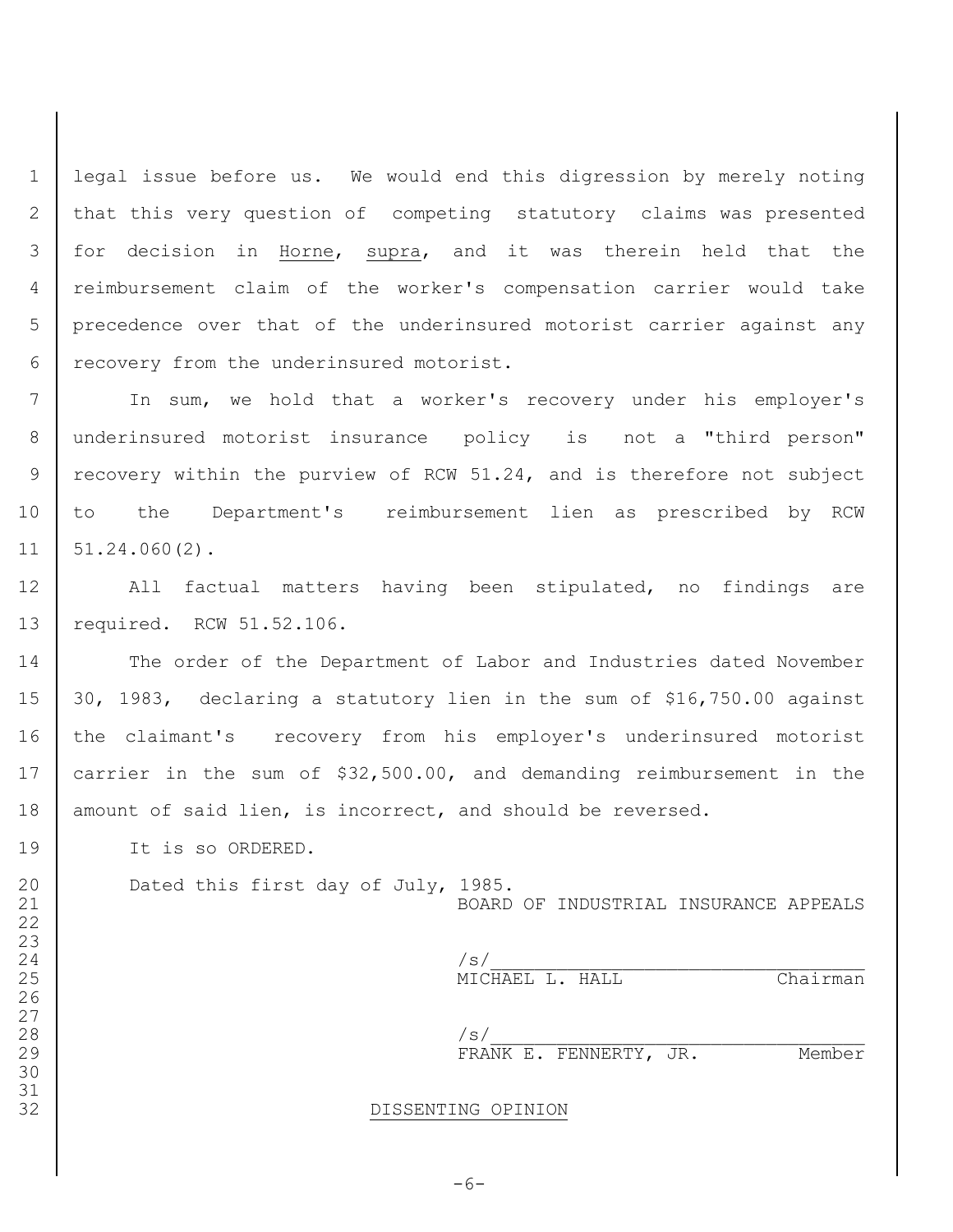legal issue before us. We would end this digression by merely noting that this very question of competing statutory claims was presented for decision in Horne, supra, and it was therein held that the reimbursement claim of the worker's compensation carrier would take precedence over that of the underinsured motorist carrier against any recovery from the underinsured motorist.

In sum, we hold that a worker's recovery under his employer's underinsured motorist insurance policy is not a "third person" recovery within the purview of RCW 51.24, and is therefore not subject to the Department's reimbursement lien as prescribed by RCW 51.24.060(2).

All factual matters having been stipulated, no findings are required. RCW 51.52.106.

The order of the Department of Labor and Industries dated November 30, 1983, declaring a statutory lien in the sum of $16,750.00 against the claimant's recovery from his employer's underinsured motorist carrier in the sum of $32,500.00, and demanding reimbursement in the amount of said lien, is incorrect, and should be reversed.

It is so ORDERED.

Dated this first day of July, 1985.

BOARD OF INDUSTRIAL INSURANCE APPEALS

/s/\_\_\_\_\_\_\_\_\_\_\_\_\_\_\_\_\_\_\_\_\_\_\_\_\_\_\_\_\_\_\_\_
MICHAEL L. HALL Chairman

/s/\_\_\_\_\_\_\_\_\_\_\_\_\_\_\_\_\_\_\_\_\_\_\_\_\_\_\_\_\_\_\_\_
FRANK E. FENNERTY, JR. Member

DISSENTING OPINION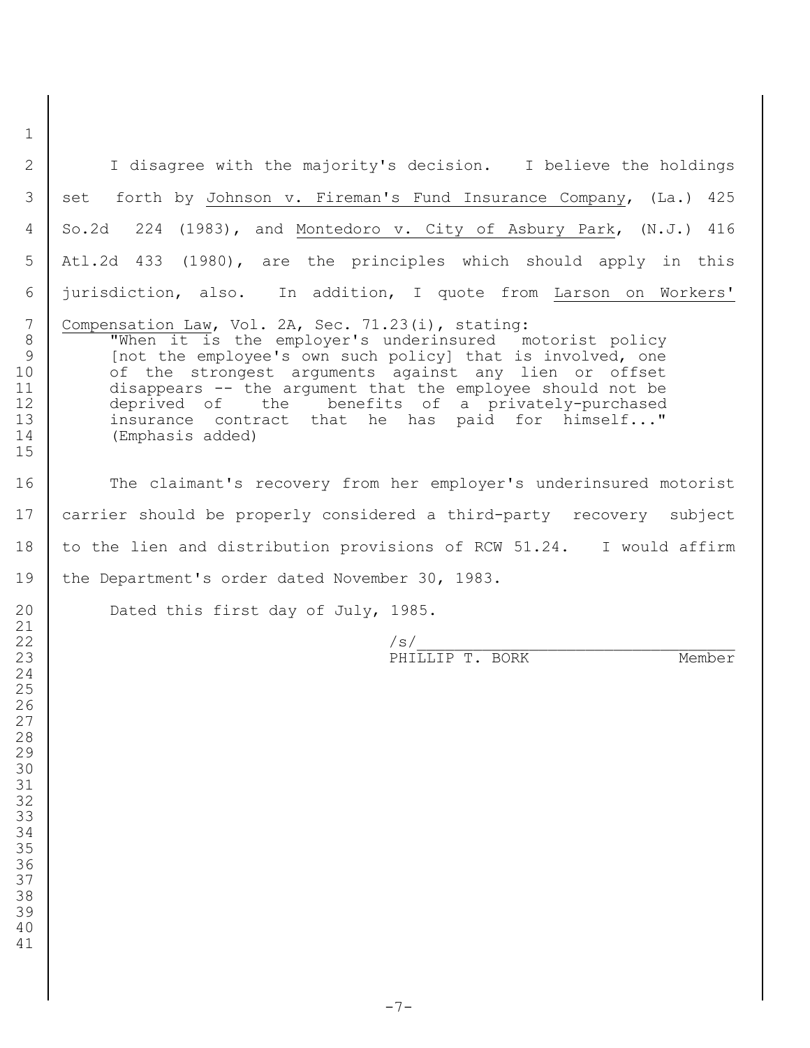I disagree with the majority's decision. I believe the holdings set forth by Johnson v. Fireman's Fund Insurance Company, (La.) 425 So.2d 224 (1983), and Montedoro v. City of Asbury Park, (N.J.) 416 Atl.2d 433 (1980), are the principles which should apply in this jurisdiction, also. In addition, I quote from Larson on Workers' Compensation Law, Vol. 2A, Sec. 71.23(i), stating:

> "When it is the employer's underinsured motorist policy [not the employee's own such policy] that is involved, one of the strongest arguments against any lien or offset disappears -- the argument that the employee should not be deprived of the benefits of a privately-purchased insurance contract that he has paid for himself..." (Emphasis added)

The claimant's recovery from her employer's underinsured motorist carrier should be properly considered a third-party recovery subject to the lien and distribution provisions of RCW 51.24. I would affirm the Department's order dated November 30, 1983.

Dated this first day of July, 1985.

/s/________________________________
PHILLIP T. BORK Member